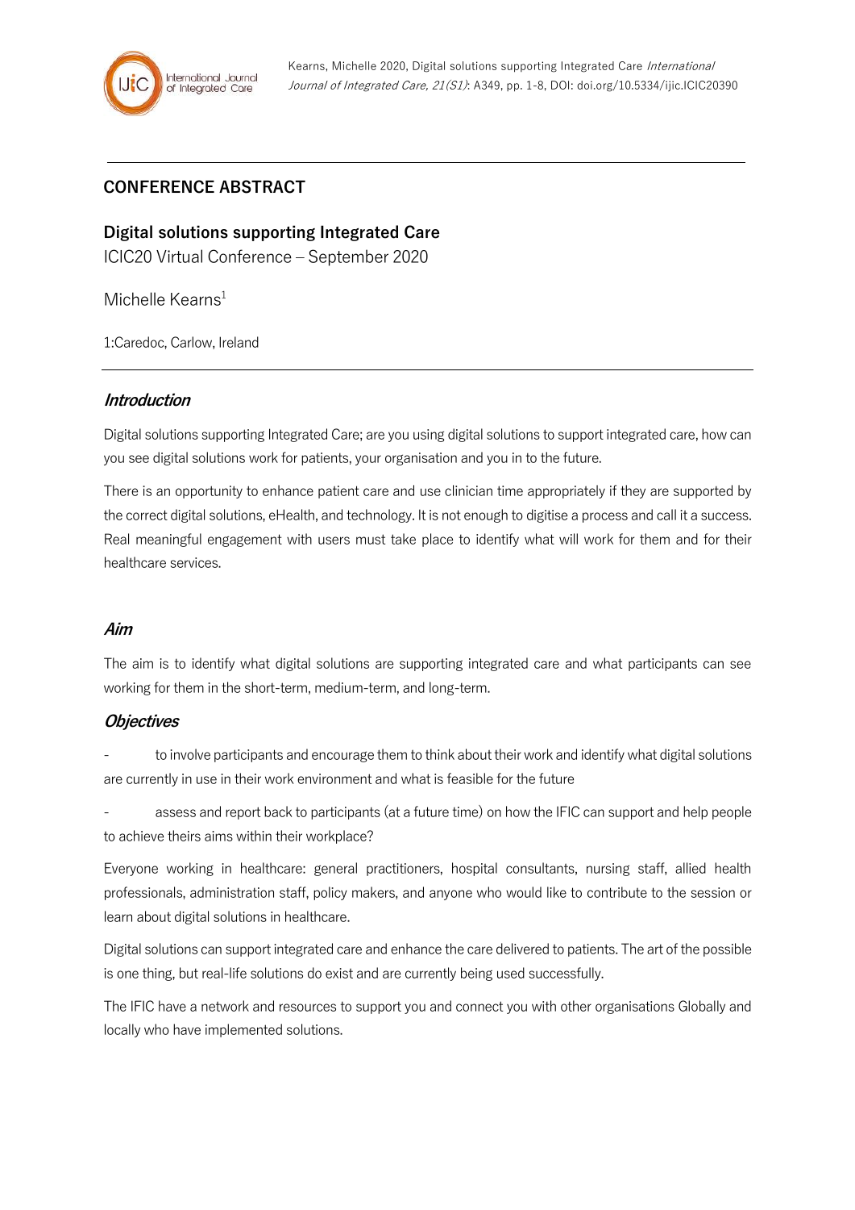## CONFERENCE ABSTRACT

# Digital solutions supporting Integrated Care

ICIC20 Virtual Conference – September 2020

Michelle Kearns[1]

1:Caredoc, Carlow, Ireland

### *Introduction*

Digital solutions supporting Integrated Care; are you using digital solutions to support integrated care, how can you see digital solutions work for patients, your organisation and you in to the future.

There is an opportunity to enhance patient care and use clinician time appropriately if they are supported by the correct digital solutions, eHealth, and technology. It is not enough to digitise a process and call it a success. Real meaningful engagement with users must take place to identify what will work for them and for their healthcare services.

### *Aim*

The aim is to identify what digital solutions are supporting integrated care and what participants can see working for them in the short-term, medium-term, and long-term.

### *Objectives*

- to involve participants and encourage them to think about their work and identify what digital solutions are currently in use in their work environment and what is feasible for the future
- assess and report back to participants (at a future time) on how the IFIC can support and help people to achieve theirs aims within their workplace?

Everyone working in healthcare: general practitioners, hospital consultants, nursing staff, allied health professionals, administration staff, policy makers, and anyone who would like to contribute to the session or learn about digital solutions in healthcare.

Digital solutions can support integrated care and enhance the care delivered to patients. The art of the possible is one thing, but real-life solutions do exist and are currently being used successfully.

The IFIC have a network and resources to support you and connect you with other organisations Globally and locally who have implemented solutions.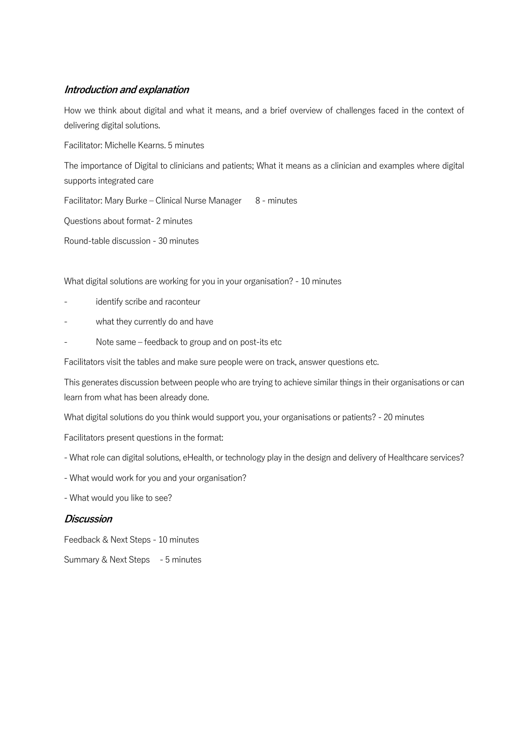### *Introduction and explanation*

How we think about digital and what it means, and a brief overview of challenges faced in the context of delivering digital solutions.

Facilitator: Michelle Kearns. 5 minutes

The importance of Digital to clinicians and patients; What it means as a clinician and examples where digital supports integrated care

Facilitator: Mary Burke – Clinical Nurse Manager 8 - minutes

Questions about format- 2 minutes

Round-table discussion - 30 minutes

What digital solutions are working for you in your organisation? - 10 minutes

- identify scribe and raconteur
- what they currently do and have
- Note same – feedback to group and on post-its etc

Facilitators visit the tables and make sure people were on track, answer questions etc.

This generates discussion between people who are trying to achieve similar things in their organisations or can learn from what has been already done.

What digital solutions do you think would support you, your organisations or patients? - 20 minutes

Facilitators present questions in the format:

- What role can digital solutions, eHealth, or technology play in the design and delivery of Healthcare services?
- What would work for you and your organisation?
- What would you like to see?

### *Discussion*

Feedback & Next Steps - 10 minutes

Summary & Next Steps - 5 minutes